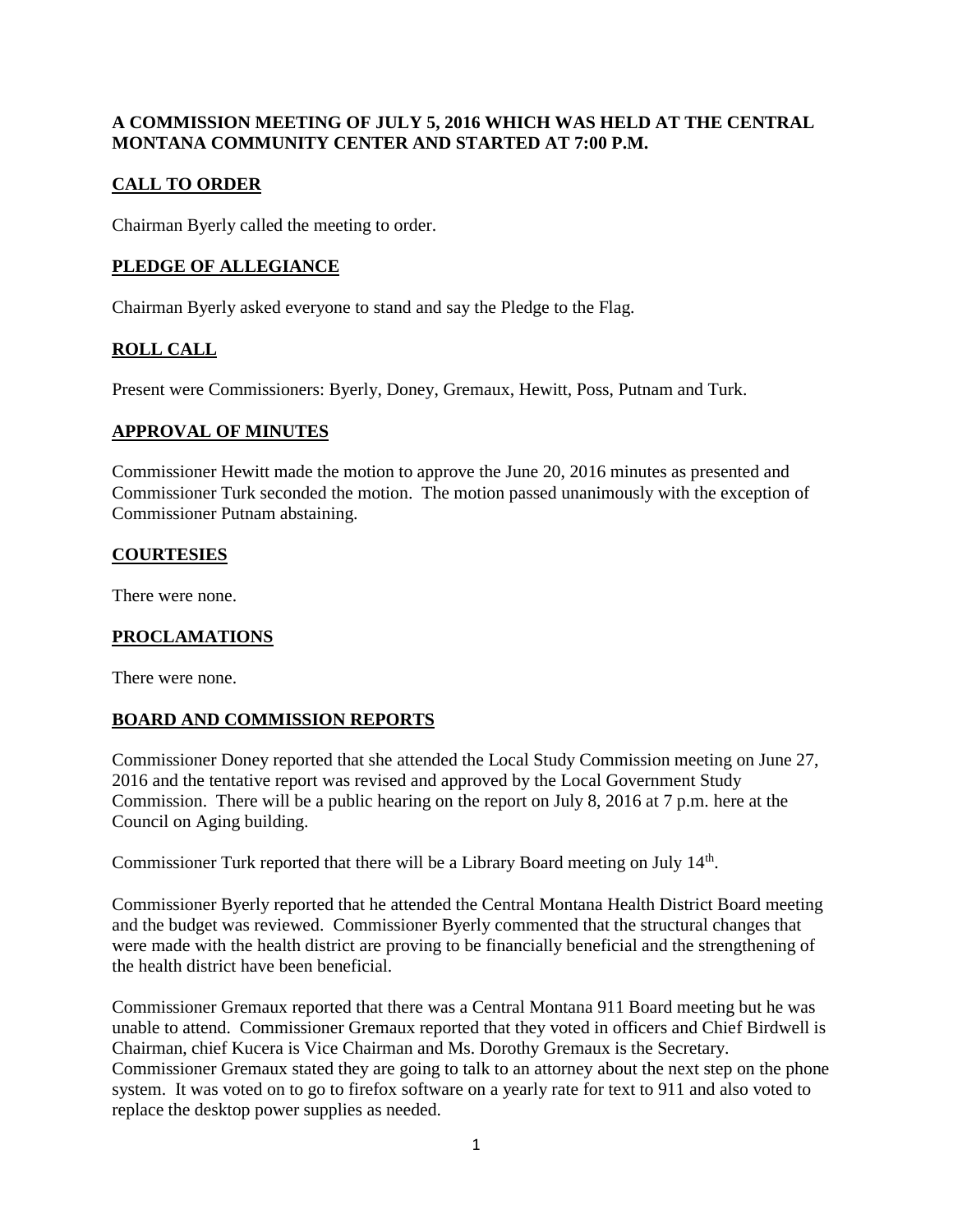**A COMMISSION MEETING OF JULY 5, 2016 WHICH WAS HELD AT THE CENTRAL MONTANA COMMUNITY CENTER AND STARTED AT 7:00 P.M.**

## CALL TO ORDER

Chairman Byerly called the meeting to order.

## PLEDGE OF ALLEGIANCE

Chairman Byerly asked everyone to stand and say the Pledge to the Flag.

## ROLL CALL

Present were Commissioners: Byerly, Doney, Gremaux, Hewitt, Poss, Putnam and Turk.

## APPROVAL OF MINUTES

Commissioner Hewitt made the motion to approve the June 20, 2016 minutes as presented and Commissioner Turk seconded the motion. The motion passed unanimously with the exception of Commissioner Putnam abstaining.

## COURTESIES

There were none.

## PROCLAMATIONS

There were none.

## BOARD AND COMMISSION REPORTS

Commissioner Doney reported that she attended the Local Study Commission meeting on June 27, 2016 and the tentative report was revised and approved by the Local Government Study Commission. There will be a public hearing on the report on July 8, 2016 at 7 p.m. here at the Council on Aging building.

Commissioner Turk reported that there will be a Library Board meeting on July 14th.

Commissioner Byerly reported that he attended the Central Montana Health District Board meeting and the budget was reviewed. Commissioner Byerly commented that the structural changes that were made with the health district are proving to be financially beneficial and the strengthening of the health district have been beneficial.

Commissioner Gremaux reported that there was a Central Montana 911 Board meeting but he was unable to attend. Commissioner Gremaux reported that they voted in officers and Chief Birdwell is Chairman, chief Kucera is Vice Chairman and Ms. Dorothy Gremaux is the Secretary. Commissioner Gremaux stated they are going to talk to an attorney about the next step on the phone system. It was voted on to go to firefox software on a yearly rate for text to 911 and also voted to replace the desktop power supplies as needed.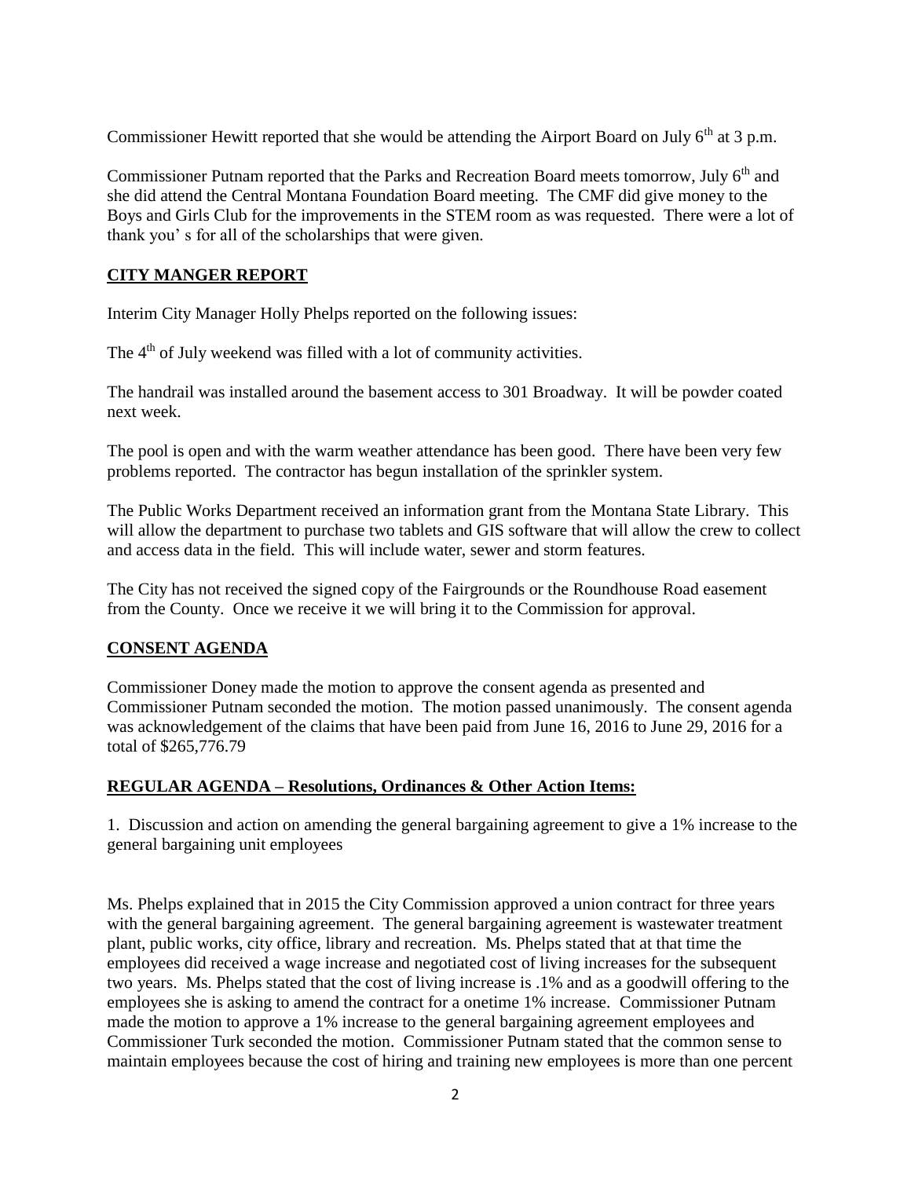Commissioner Hewitt reported that she would be attending the Airport Board on July 6th at 3 p.m.

Commissioner Putnam reported that the Parks and Recreation Board meets tomorrow, July 6th and she did attend the Central Montana Foundation Board meeting. The CMF did give money to the Boys and Girls Club for the improvements in the STEM room as was requested. There were a lot of thank you' s for all of the scholarships that were given.

## CITY MANGER REPORT

Interim City Manager Holly Phelps reported on the following issues:

The 4th of July weekend was filled with a lot of community activities.

The handrail was installed around the basement access to 301 Broadway. It will be powder coated next week.

The pool is open and with the warm weather attendance has been good. There have been very few problems reported. The contractor has begun installation of the sprinkler system.

The Public Works Department received an information grant from the Montana State Library. This will allow the department to purchase two tablets and GIS software that will allow the crew to collect and access data in the field. This will include water, sewer and storm features.

The City has not received the signed copy of the Fairgrounds or the Roundhouse Road easement from the County. Once we receive it we will bring it to the Commission for approval.

## CONSENT AGENDA

Commissioner Doney made the motion to approve the consent agenda as presented and Commissioner Putnam seconded the motion. The motion passed unanimously. The consent agenda was acknowledgement of the claims that have been paid from June 16, 2016 to June 29, 2016 for a total of $265,776.79

## REGULAR AGENDA – Resolutions, Ordinances & Other Action Items:

1. Discussion and action on amending the general bargaining agreement to give a 1% increase to the general bargaining unit employees

Ms. Phelps explained that in 2015 the City Commission approved a union contract for three years with the general bargaining agreement. The general bargaining agreement is wastewater treatment plant, public works, city office, library and recreation. Ms. Phelps stated that at that time the employees did received a wage increase and negotiated cost of living increases for the subsequent two years. Ms. Phelps stated that the cost of living increase is .1% and as a goodwill offering to the employees she is asking to amend the contract for a onetime 1% increase. Commissioner Putnam made the motion to approve a 1% increase to the general bargaining agreement employees and Commissioner Turk seconded the motion. Commissioner Putnam stated that the common sense to maintain employees because the cost of hiring and training new employees is more than one percent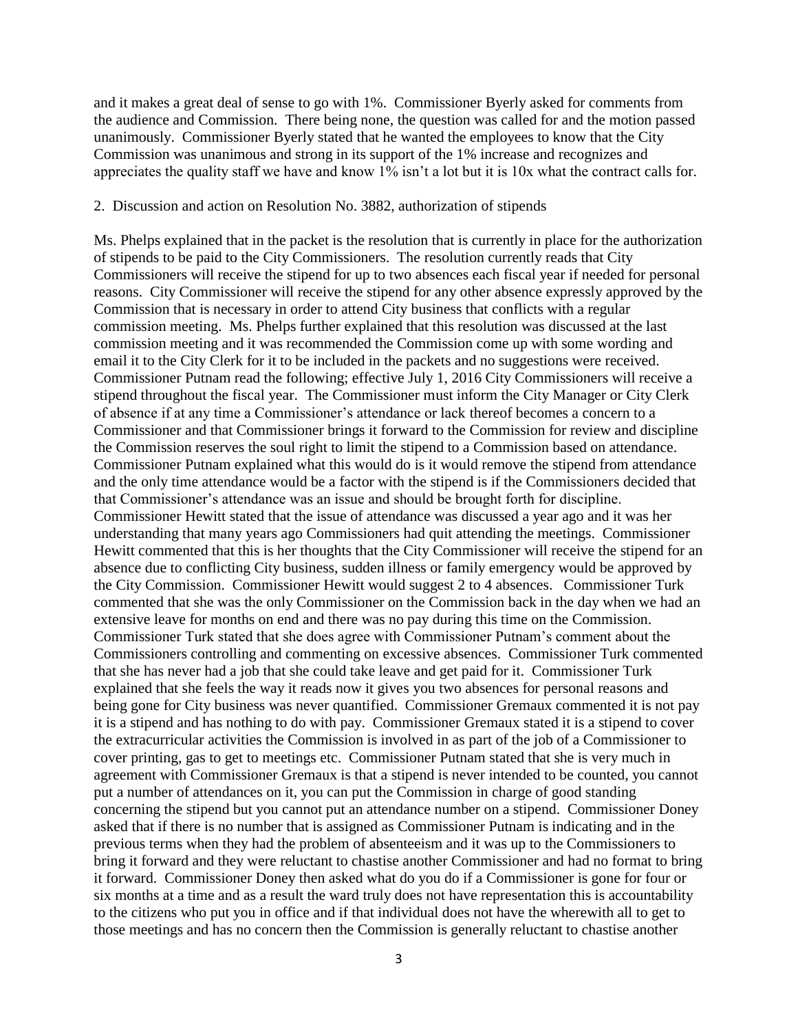and it makes a great deal of sense to go with 1%. Commissioner Byerly asked for comments from the audience and Commission. There being none, the question was called for and the motion passed unanimously. Commissioner Byerly stated that he wanted the employees to know that the City Commission was unanimous and strong in its support of the 1% increase and recognizes and appreciates the quality staff we have and know 1% isn't a lot but it is 10x what the contract calls for.

2. Discussion and action on Resolution No. 3882, authorization of stipends

Ms. Phelps explained that in the packet is the resolution that is currently in place for the authorization of stipends to be paid to the City Commissioners. The resolution currently reads that City Commissioners will receive the stipend for up to two absences each fiscal year if needed for personal reasons. City Commissioner will receive the stipend for any other absence expressly approved by the Commission that is necessary in order to attend City business that conflicts with a regular commission meeting. Ms. Phelps further explained that this resolution was discussed at the last commission meeting and it was recommended the Commission come up with some wording and email it to the City Clerk for it to be included in the packets and no suggestions were received. Commissioner Putnam read the following; effective July 1, 2016 City Commissioners will receive a stipend throughout the fiscal year. The Commissioner must inform the City Manager or City Clerk of absence if at any time a Commissioner's attendance or lack thereof becomes a concern to a Commissioner and that Commissioner brings it forward to the Commission for review and discipline the Commission reserves the soul right to limit the stipend to a Commission based on attendance. Commissioner Putnam explained what this would do is it would remove the stipend from attendance and the only time attendance would be a factor with the stipend is if the Commissioners decided that that Commissioner's attendance was an issue and should be brought forth for discipline. Commissioner Hewitt stated that the issue of attendance was discussed a year ago and it was her understanding that many years ago Commissioners had quit attending the meetings. Commissioner Hewitt commented that this is her thoughts that the City Commissioner will receive the stipend for an absence due to conflicting City business, sudden illness or family emergency would be approved by the City Commission. Commissioner Hewitt would suggest 2 to 4 absences. Commissioner Turk commented that she was the only Commissioner on the Commission back in the day when we had an extensive leave for months on end and there was no pay during this time on the Commission. Commissioner Turk stated that she does agree with Commissioner Putnam's comment about the Commissioners controlling and commenting on excessive absences. Commissioner Turk commented that she has never had a job that she could take leave and get paid for it. Commissioner Turk explained that she feels the way it reads now it gives you two absences for personal reasons and being gone for City business was never quantified. Commissioner Gremaux commented it is not pay it is a stipend and has nothing to do with pay. Commissioner Gremaux stated it is a stipend to cover the extracurricular activities the Commission is involved in as part of the job of a Commissioner to cover printing, gas to get to meetings etc. Commissioner Putnam stated that she is very much in agreement with Commissioner Gremaux is that a stipend is never intended to be counted, you cannot put a number of attendances on it, you can put the Commission in charge of good standing concerning the stipend but you cannot put an attendance number on a stipend. Commissioner Doney asked that if there is no number that is assigned as Commissioner Putnam is indicating and in the previous terms when they had the problem of absenteeism and it was up to the Commissioners to bring it forward and they were reluctant to chastise another Commissioner and had no format to bring it forward. Commissioner Doney then asked what do you do if a Commissioner is gone for four or six months at a time and as a result the ward truly does not have representation this is accountability to the citizens who put you in office and if that individual does not have the wherewith all to get to those meetings and has no concern then the Commission is generally reluctant to chastise another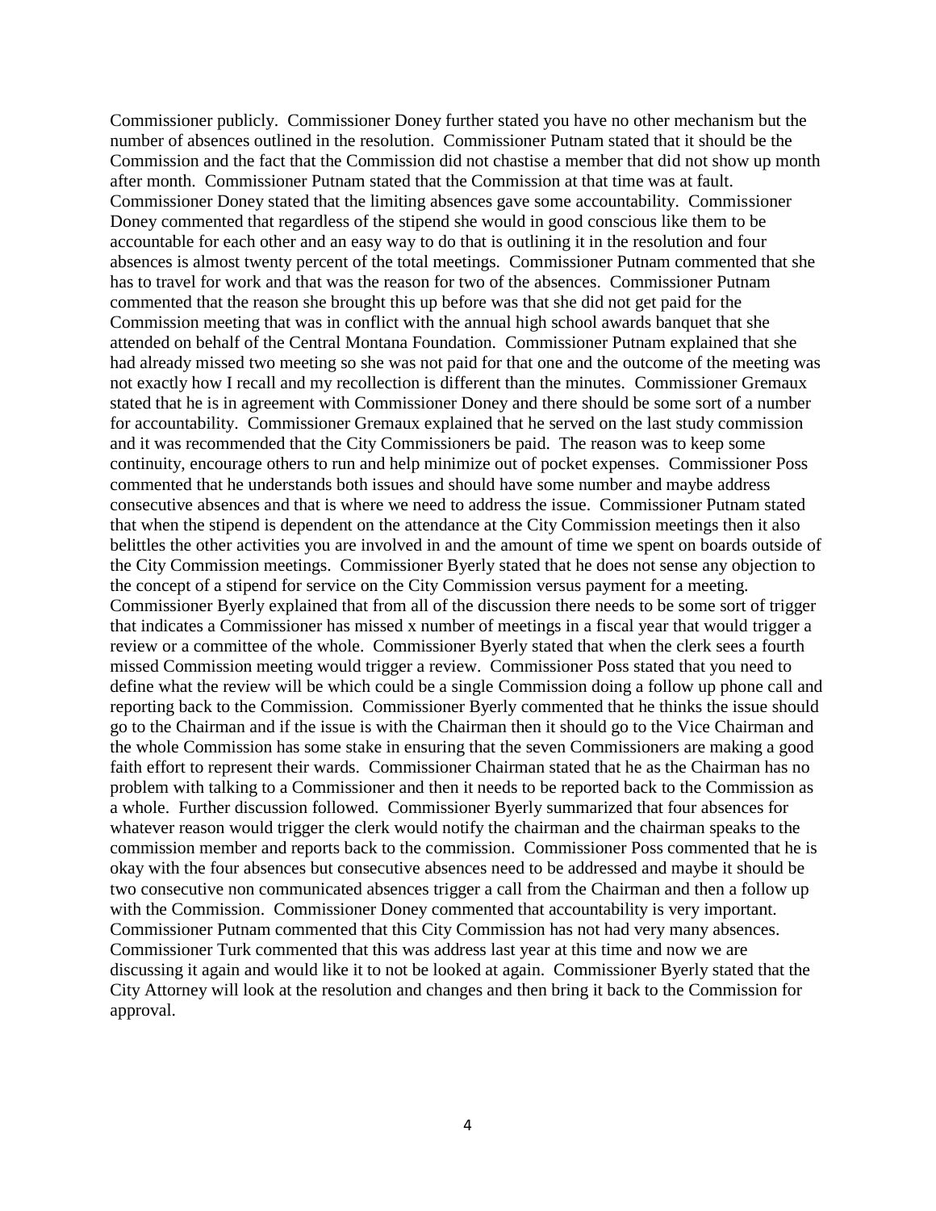Commissioner publicly. Commissioner Doney further stated you have no other mechanism but the number of absences outlined in the resolution. Commissioner Putnam stated that it should be the Commission and the fact that the Commission did not chastise a member that did not show up month after month. Commissioner Putnam stated that the Commission at that time was at fault. Commissioner Doney stated that the limiting absences gave some accountability. Commissioner Doney commented that regardless of the stipend she would in good conscious like them to be accountable for each other and an easy way to do that is outlining it in the resolution and four absences is almost twenty percent of the total meetings. Commissioner Putnam commented that she has to travel for work and that was the reason for two of the absences. Commissioner Putnam commented that the reason she brought this up before was that she did not get paid for the Commission meeting that was in conflict with the annual high school awards banquet that she attended on behalf of the Central Montana Foundation. Commissioner Putnam explained that she had already missed two meeting so she was not paid for that one and the outcome of the meeting was not exactly how I recall and my recollection is different than the minutes. Commissioner Gremaux stated that he is in agreement with Commissioner Doney and there should be some sort of a number for accountability. Commissioner Gremaux explained that he served on the last study commission and it was recommended that the City Commissioners be paid. The reason was to keep some continuity, encourage others to run and help minimize out of pocket expenses. Commissioner Poss commented that he understands both issues and should have some number and maybe address consecutive absences and that is where we need to address the issue. Commissioner Putnam stated that when the stipend is dependent on the attendance at the City Commission meetings then it also belittles the other activities you are involved in and the amount of time we spent on boards outside of the City Commission meetings. Commissioner Byerly stated that he does not sense any objection to the concept of a stipend for service on the City Commission versus payment for a meeting. Commissioner Byerly explained that from all of the discussion there needs to be some sort of trigger that indicates a Commissioner has missed x number of meetings in a fiscal year that would trigger a review or a committee of the whole. Commissioner Byerly stated that when the clerk sees a fourth missed Commission meeting would trigger a review. Commissioner Poss stated that you need to define what the review will be which could be a single Commission doing a follow up phone call and reporting back to the Commission. Commissioner Byerly commented that he thinks the issue should go to the Chairman and if the issue is with the Chairman then it should go to the Vice Chairman and the whole Commission has some stake in ensuring that the seven Commissioners are making a good faith effort to represent their wards. Commissioner Chairman stated that he as the Chairman has no problem with talking to a Commissioner and then it needs to be reported back to the Commission as a whole. Further discussion followed. Commissioner Byerly summarized that four absences for whatever reason would trigger the clerk would notify the chairman and the chairman speaks to the commission member and reports back to the commission. Commissioner Poss commented that he is okay with the four absences but consecutive absences need to be addressed and maybe it should be two consecutive non communicated absences trigger a call from the Chairman and then a follow up with the Commission. Commissioner Doney commented that accountability is very important. Commissioner Putnam commented that this City Commission has not had very many absences. Commissioner Turk commented that this was address last year at this time and now we are discussing it again and would like it to not be looked at again. Commissioner Byerly stated that the City Attorney will look at the resolution and changes and then bring it back to the Commission for approval.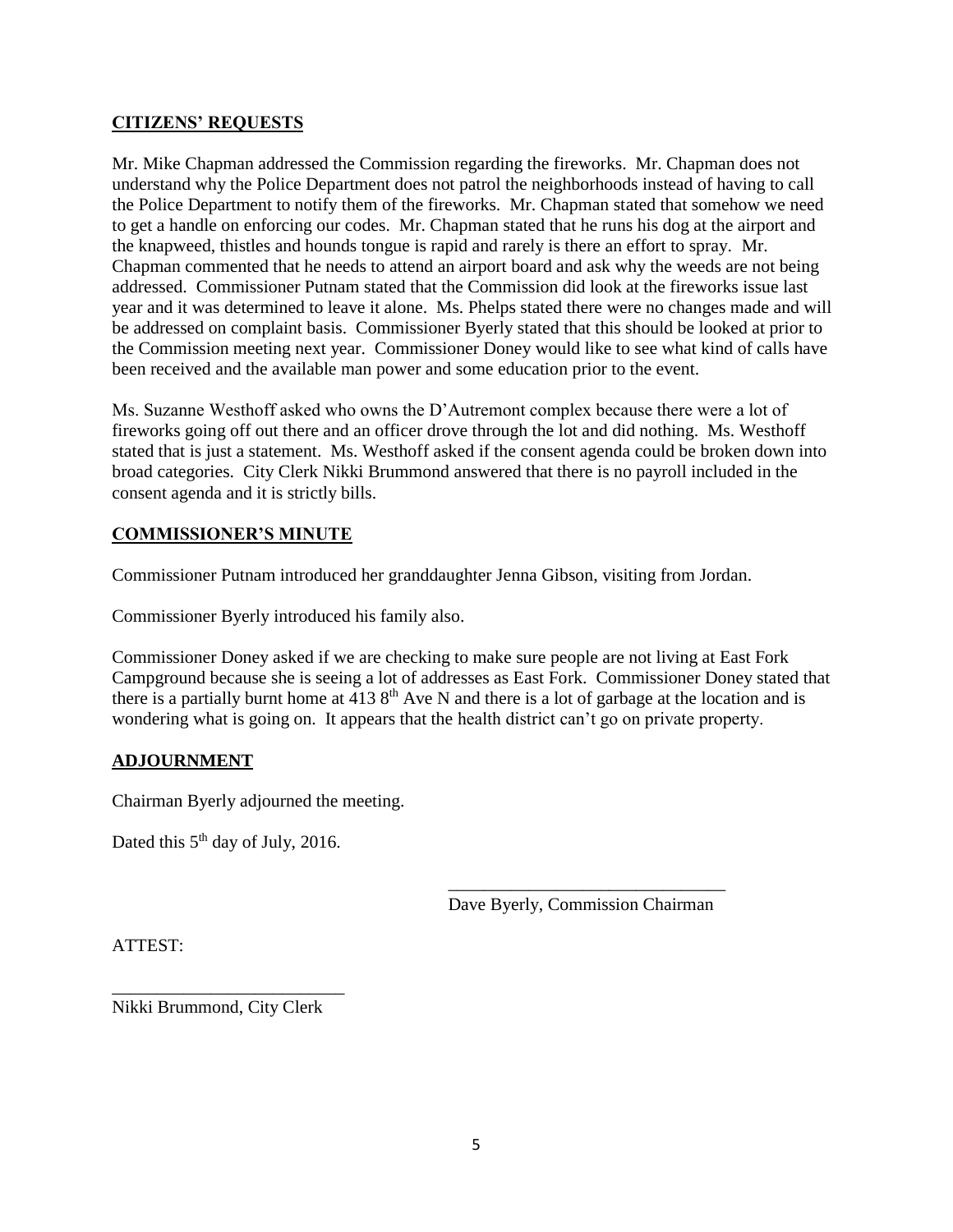**CITIZENS' REQUESTS**

Mr. Mike Chapman addressed the Commission regarding the fireworks. Mr. Chapman does not understand why the Police Department does not patrol the neighborhoods instead of having to call the Police Department to notify them of the fireworks. Mr. Chapman stated that somehow we need to get a handle on enforcing our codes. Mr. Chapman stated that he runs his dog at the airport and the knapweed, thistles and hounds tongue is rapid and rarely is there an effort to spray. Mr. Chapman commented that he needs to attend an airport board and ask why the weeds are not being addressed. Commissioner Putnam stated that the Commission did look at the fireworks issue last year and it was determined to leave it alone. Ms. Phelps stated there were no changes made and will be addressed on complaint basis. Commissioner Byerly stated that this should be looked at prior to the Commission meeting next year. Commissioner Doney would like to see what kind of calls have been received and the available man power and some education prior to the event.

Ms. Suzanne Westhoff asked who owns the D'Autremont complex because there were a lot of fireworks going off out there and an officer drove through the lot and did nothing. Ms. Westhoff stated that is just a statement. Ms. Westhoff asked if the consent agenda could be broken down into broad categories. City Clerk Nikki Brummond answered that there is no payroll included in the consent agenda and it is strictly bills.

**COMMISSIONER'S MINUTE**

Commissioner Putnam introduced her granddaughter Jenna Gibson, visiting from Jordan.

Commissioner Byerly introduced his family also.

Commissioner Doney asked if we are checking to make sure people are not living at East Fork Campground because she is seeing a lot of addresses as East Fork. Commissioner Doney stated that there is a partially burnt home at 413 8th Ave N and there is a lot of garbage at the location and is wondering what is going on. It appears that the health district can't go on private property.

**ADJOURNMENT**

Chairman Byerly adjourned the meeting.

Dated this 5th day of July, 2016.

\_\_\_\_\_\_\_\_\_\_\_\_\_\_\_\_\_\_\_\_\_\_\_\_\_\_\_\_\_\_\_
Dave Byerly, Commission Chairman

ATTEST:

\_\_\_\_\_\_\_\_\_\_\_\_\_\_\_\_\_\_\_\_\_\_\_\_\_\_\_
Nikki Brummond, City Clerk